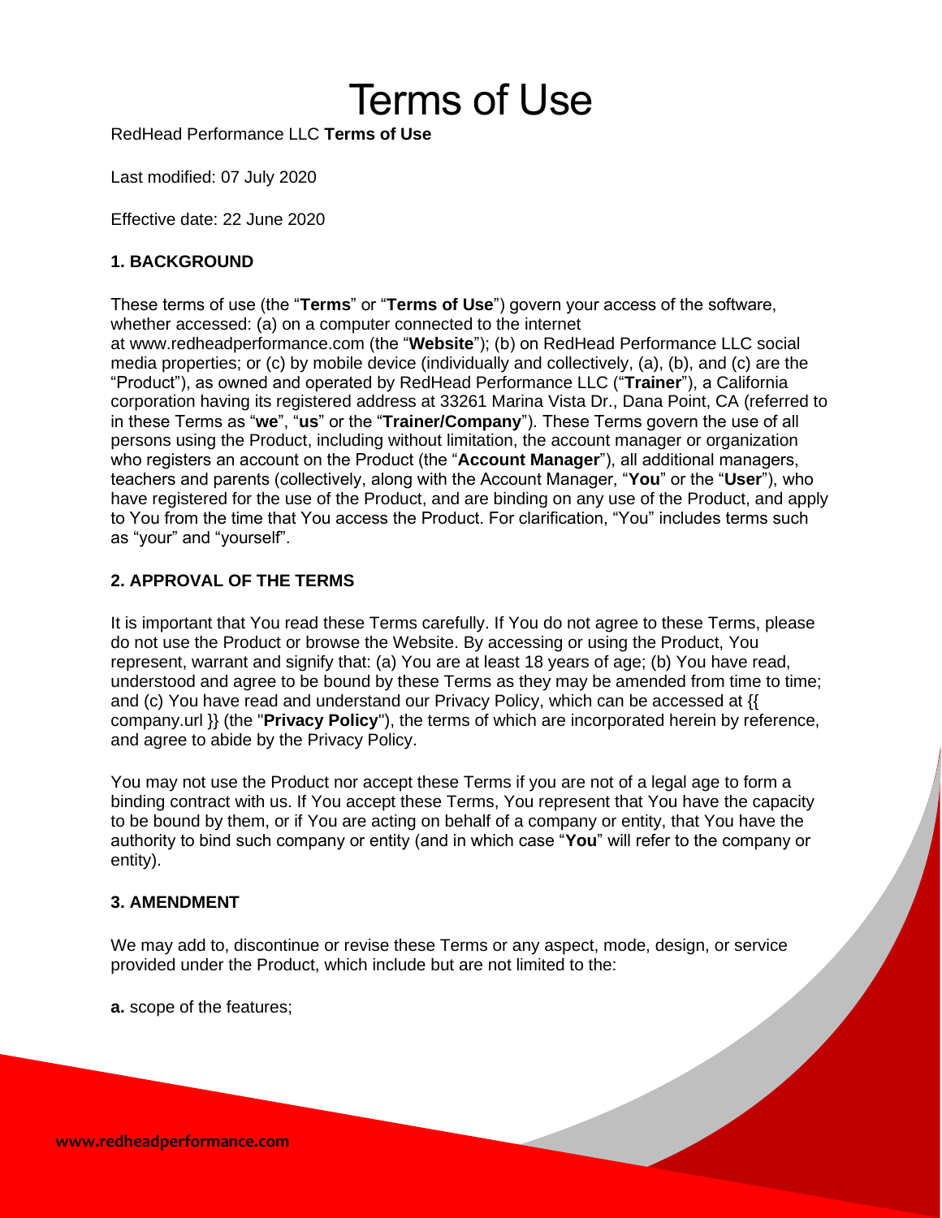# Terms of Use

RedHead Performance LLC **Terms of Use**

Last modified: 07 July 2020

Effective date: 22 June 2020

## 1. BACKGROUND

These terms of use (the "**Terms**" or "**Terms of Use**") govern your access of the software, whether accessed: (a) on a computer connected to the internet at www.redheadperformance.com (the "**Website**"); (b) on RedHead Performance LLC social media properties; or (c) by mobile device (individually and collectively, (a), (b), and (c) are the "Product"), as owned and operated by RedHead Performance LLC ("**Trainer**"), a California corporation having its registered address at 33261 Marina Vista Dr., Dana Point, CA (referred to in these Terms as "**we**", "**us**" or the "**Trainer/Company**"). These Terms govern the use of all persons using the Product, including without limitation, the account manager or organization who registers an account on the Product (the "**Account Manager**"), all additional managers, teachers and parents (collectively, along with the Account Manager, "**You**" or the "**User**"), who have registered for the use of the Product, and are binding on any use of the Product, and apply to You from the time that You access the Product. For clarification, "You" includes terms such as "your" and "yourself".

## 2. APPROVAL OF THE TERMS

It is important that You read these Terms carefully. If You do not agree to these Terms, please do not use the Product or browse the Website. By accessing or using the Product, You represent, warrant and signify that: (a) You are at least 18 years of age; (b) You have read, understood and agree to be bound by these Terms as they may be amended from time to time; and (c) You have read and understand our Privacy Policy, which can be accessed at {{ company.url }} (the "**Privacy Policy**"), the terms of which are incorporated herein by reference, and agree to abide by the Privacy Policy.

You may not use the Product nor accept these Terms if you are not of a legal age to form a binding contract with us. If You accept these Terms, You represent that You have the capacity to be bound by them, or if You are acting on behalf of a company or entity, that You have the authority to bind such company or entity (and in which case "**You**" will refer to the company or entity).

## 3. AMENDMENT

We may add to, discontinue or revise these Terms or any aspect, mode, design, or service provided under the Product, which include but are not limited to the:

**a.** scope of the features;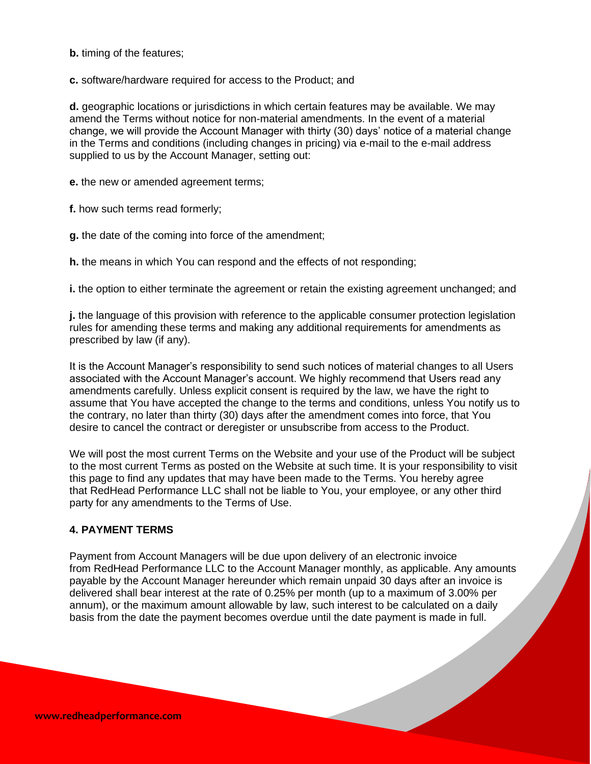**b.** timing of the features;

**c.** software/hardware required for access to the Product; and

**d.** geographic locations or jurisdictions in which certain features may be available. We may amend the Terms without notice for non-material amendments. In the event of a material change, we will provide the Account Manager with thirty (30) days' notice of a material change in the Terms and conditions (including changes in pricing) via e-mail to the e-mail address supplied to us by the Account Manager, setting out:

**e.** the new or amended agreement terms;

**f.** how such terms read formerly;

**g.** the date of the coming into force of the amendment;

**h.** the means in which You can respond and the effects of not responding;

**i.** the option to either terminate the agreement or retain the existing agreement unchanged; and

**j.** the language of this provision with reference to the applicable consumer protection legislation rules for amending these terms and making any additional requirements for amendments as prescribed by law (if any).

It is the Account Manager's responsibility to send such notices of material changes to all Users associated with the Account Manager's account. We highly recommend that Users read any amendments carefully. Unless explicit consent is required by the law, we have the right to assume that You have accepted the change to the terms and conditions, unless You notify us to the contrary, no later than thirty (30) days after the amendment comes into force, that You desire to cancel the contract or deregister or unsubscribe from access to the Product.

We will post the most current Terms on the Website and your use of the Product will be subject to the most current Terms as posted on the Website at such time. It is your responsibility to visit this page to find any updates that may have been made to the Terms. You hereby agree that RedHead Performance LLC shall not be liable to You, your employee, or any other third party for any amendments to the Terms of Use.

### 4. PAYMENT TERMS

Payment from Account Managers will be due upon delivery of an electronic invoice from RedHead Performance LLC to the Account Manager monthly, as applicable. Any amounts payable by the Account Manager hereunder which remain unpaid 30 days after an invoice is delivered shall bear interest at the rate of 0.25% per month (up to a maximum of 3.00% per annum), or the maximum amount allowable by law, such interest to be calculated on a daily basis from the date the payment becomes overdue until the date payment is made in full.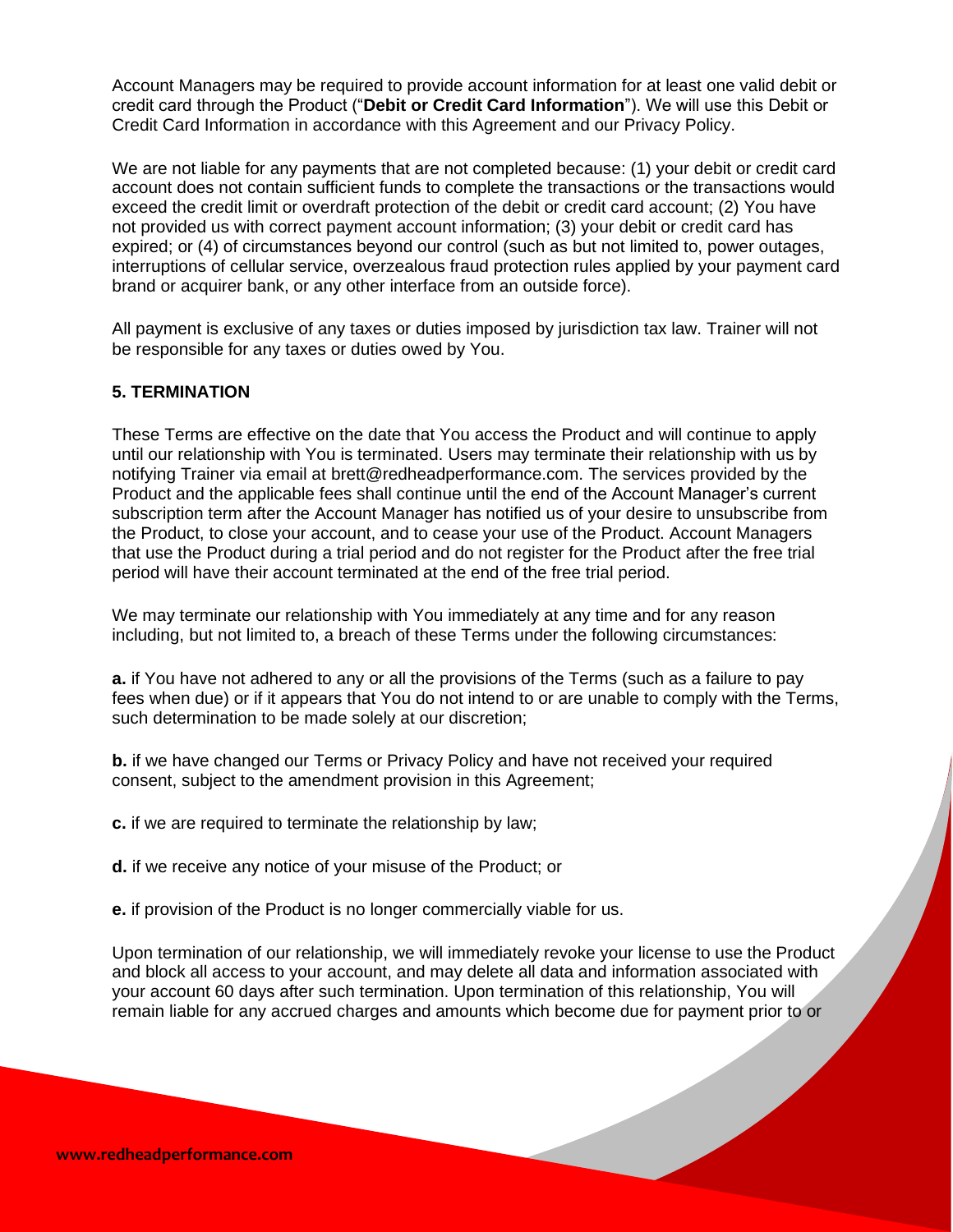Account Managers may be required to provide account information for at least one valid debit or credit card through the Product ("**Debit or Credit Card Information**"). We will use this Debit or Credit Card Information in accordance with this Agreement and our Privacy Policy.

We are not liable for any payments that are not completed because: (1) your debit or credit card account does not contain sufficient funds to complete the transactions or the transactions would exceed the credit limit or overdraft protection of the debit or credit card account; (2) You have not provided us with correct payment account information; (3) your debit or credit card has expired; or (4) of circumstances beyond our control (such as but not limited to, power outages, interruptions of cellular service, overzealous fraud protection rules applied by your payment card brand or acquirer bank, or any other interface from an outside force).

All payment is exclusive of any taxes or duties imposed by jurisdiction tax law. Trainer will not be responsible for any taxes or duties owed by You.

## 5. TERMINATION

These Terms are effective on the date that You access the Product and will continue to apply until our relationship with You is terminated. Users may terminate their relationship with us by notifying Trainer via email at brett@redheadperformance.com. The services provided by the Product and the applicable fees shall continue until the end of the Account Manager's current subscription term after the Account Manager has notified us of your desire to unsubscribe from the Product, to close your account, and to cease your use of the Product. Account Managers that use the Product during a trial period and do not register for the Product after the free trial period will have their account terminated at the end of the free trial period.

We may terminate our relationship with You immediately at any time and for any reason including, but not limited to, a breach of these Terms under the following circumstances:

**a.** if You have not adhered to any or all the provisions of the Terms (such as a failure to pay fees when due) or if it appears that You do not intend to or are unable to comply with the Terms, such determination to be made solely at our discretion;

**b.** if we have changed our Terms or Privacy Policy and have not received your required consent, subject to the amendment provision in this Agreement;

**c.** if we are required to terminate the relationship by law;

**d.** if we receive any notice of your misuse of the Product; or

**e.** if provision of the Product is no longer commercially viable for us.

Upon termination of our relationship, we will immediately revoke your license to use the Product and block all access to your account, and may delete all data and information associated with your account 60 days after such termination. Upon termination of this relationship, You will remain liable for any accrued charges and amounts which become due for payment prior to or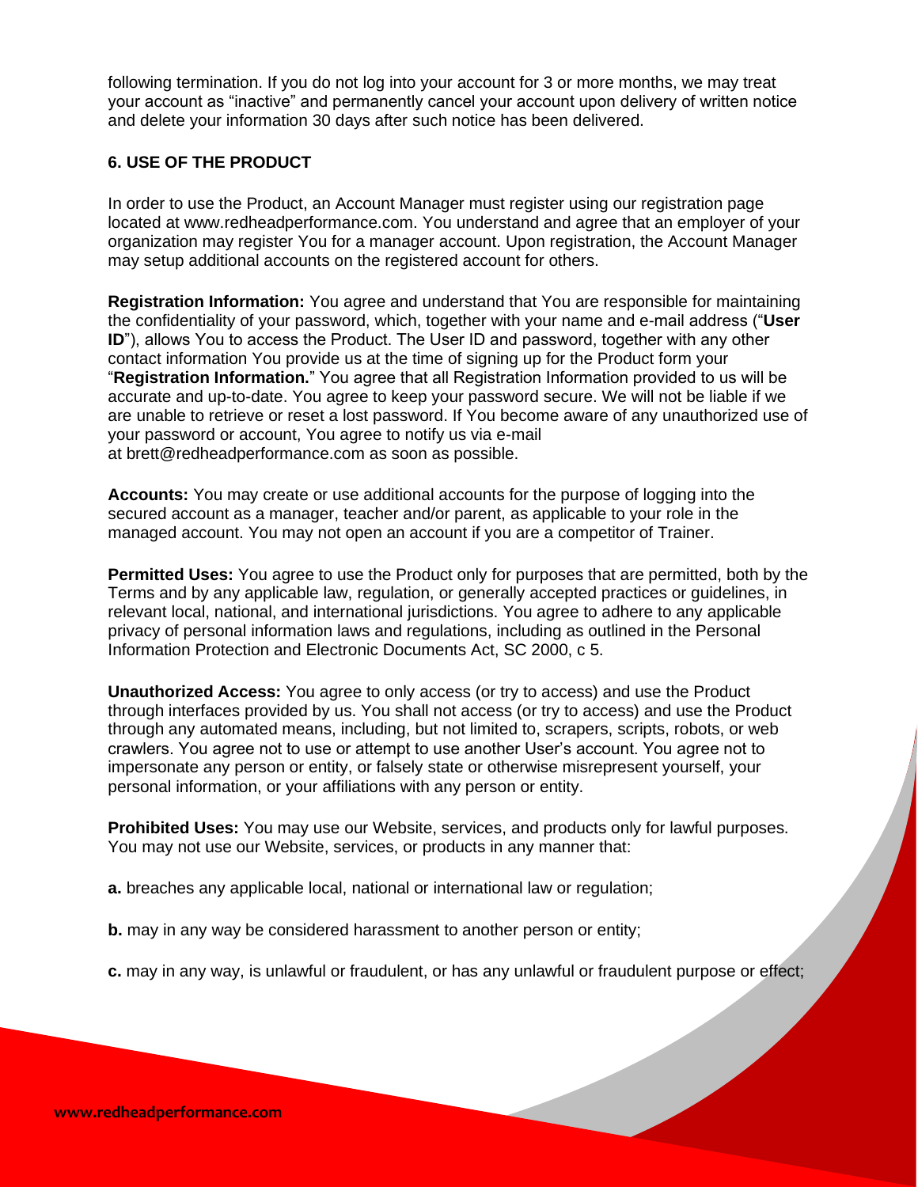following termination. If you do not log into your account for 3 or more months, we may treat your account as “inactive” and permanently cancel your account upon delivery of written notice and delete your information 30 days after such notice has been delivered.

### 6. USE OF THE PRODUCT

In order to use the Product, an Account Manager must register using our registration page located at www.redheadperformance.com. You understand and agree that an employer of your organization may register You for a manager account. Upon registration, the Account Manager may setup additional accounts on the registered account for others.

**Registration Information:** You agree and understand that You are responsible for maintaining the confidentiality of your password, which, together with your name and e-mail address (“**User ID**”), allows You to access the Product. The User ID and password, together with any other contact information You provide us at the time of signing up for the Product form your “**Registration Information.**” You agree that all Registration Information provided to us will be accurate and up-to-date. You agree to keep your password secure. We will not be liable if we are unable to retrieve or reset a lost password. If You become aware of any unauthorized use of your password or account, You agree to notify us via e-mail at brett@redheadperformance.com as soon as possible.

**Accounts:** You may create or use additional accounts for the purpose of logging into the secured account as a manager, teacher and/or parent, as applicable to your role in the managed account. You may not open an account if you are a competitor of Trainer.

**Permitted Uses:** You agree to use the Product only for purposes that are permitted, both by the Terms and by any applicable law, regulation, or generally accepted practices or guidelines, in relevant local, national, and international jurisdictions. You agree to adhere to any applicable privacy of personal information laws and regulations, including as outlined in the Personal Information Protection and Electronic Documents Act, SC 2000, c 5.

**Unauthorized Access:** You agree to only access (or try to access) and use the Product through interfaces provided by us. You shall not access (or try to access) and use the Product through any automated means, including, but not limited to, scrapers, scripts, robots, or web crawlers. You agree not to use or attempt to use another User’s account. You agree not to impersonate any person or entity, or falsely state or otherwise misrepresent yourself, your personal information, or your affiliations with any person or entity.

**Prohibited Uses:** You may use our Website, services, and products only for lawful purposes. You may not use our Website, services, or products in any manner that:

**a.** breaches any applicable local, national or international law or regulation;

**b.** may in any way be considered harassment to another person or entity;

**c.** may in any way, is unlawful or fraudulent, or has any unlawful or fraudulent purpose or effect;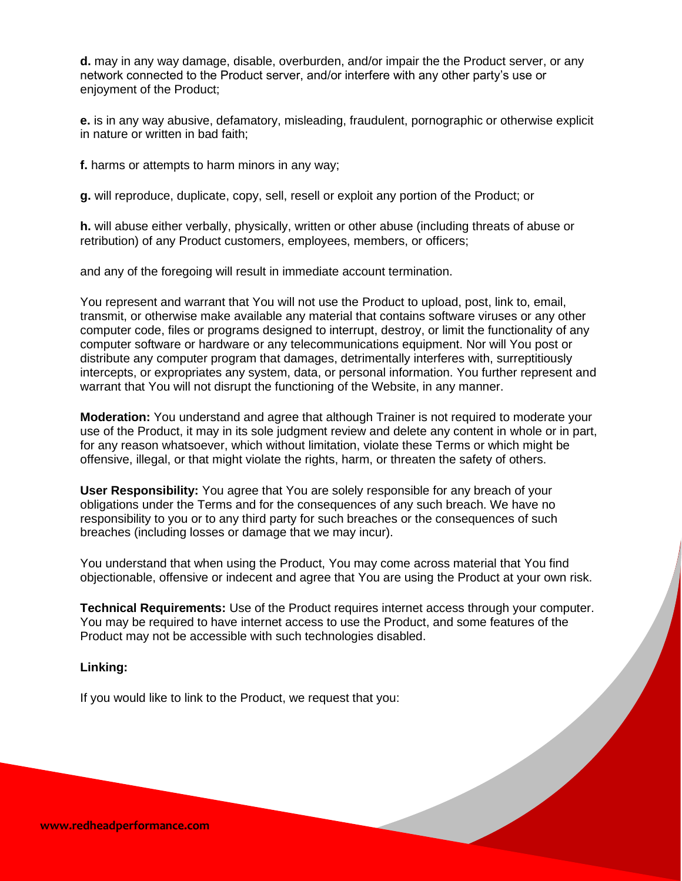**d.** may in any way damage, disable, overburden, and/or impair the the Product server, or any network connected to the Product server, and/or interfere with any other party's use or enjoyment of the Product;

**e.** is in any way abusive, defamatory, misleading, fraudulent, pornographic or otherwise explicit in nature or written in bad faith;

**f.** harms or attempts to harm minors in any way;

**g.** will reproduce, duplicate, copy, sell, resell or exploit any portion of the Product; or

**h.** will abuse either verbally, physically, written or other abuse (including threats of abuse or retribution) of any Product customers, employees, members, or officers;

and any of the foregoing will result in immediate account termination.

You represent and warrant that You will not use the Product to upload, post, link to, email, transmit, or otherwise make available any material that contains software viruses or any other computer code, files or programs designed to interrupt, destroy, or limit the functionality of any computer software or hardware or any telecommunications equipment. Nor will You post or distribute any computer program that damages, detrimentally interferes with, surreptitiously intercepts, or expropriates any system, data, or personal information. You further represent and warrant that You will not disrupt the functioning of the Website, in any manner.

**Moderation:** You understand and agree that although Trainer is not required to moderate your use of the Product, it may in its sole judgment review and delete any content in whole or in part, for any reason whatsoever, which without limitation, violate these Terms or which might be offensive, illegal, or that might violate the rights, harm, or threaten the safety of others.

**User Responsibility:** You agree that You are solely responsible for any breach of your obligations under the Terms and for the consequences of any such breach. We have no responsibility to you or to any third party for such breaches or the consequences of such breaches (including losses or damage that we may incur).

You understand that when using the Product, You may come across material that You find objectionable, offensive or indecent and agree that You are using the Product at your own risk.

**Technical Requirements:** Use of the Product requires internet access through your computer. You may be required to have internet access to use the Product, and some features of the Product may not be accessible with such technologies disabled.

**Linking:**

If you would like to link to the Product, we request that you: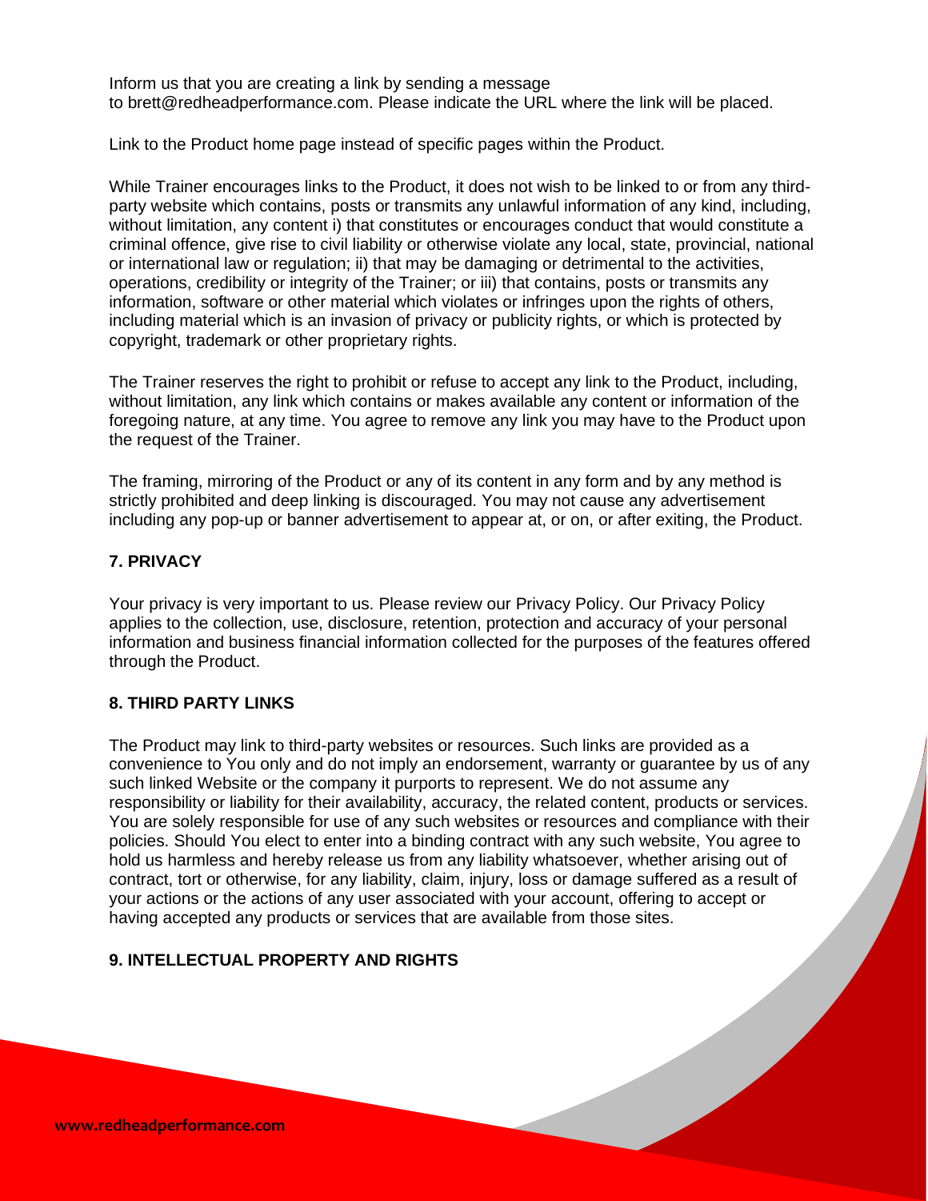Inform us that you are creating a link by sending a message to brett@redheadperformance.com. Please indicate the URL where the link will be placed.

Link to the Product home page instead of specific pages within the Product.

While Trainer encourages links to the Product, it does not wish to be linked to or from any third-party website which contains, posts or transmits any unlawful information of any kind, including, without limitation, any content i) that constitutes or encourages conduct that would constitute a criminal offence, give rise to civil liability or otherwise violate any local, state, provincial, national or international law or regulation; ii) that may be damaging or detrimental to the activities, operations, credibility or integrity of the Trainer; or iii) that contains, posts or transmits any information, software or other material which violates or infringes upon the rights of others, including material which is an invasion of privacy or publicity rights, or which is protected by copyright, trademark or other proprietary rights.

The Trainer reserves the right to prohibit or refuse to accept any link to the Product, including, without limitation, any link which contains or makes available any content or information of the foregoing nature, at any time. You agree to remove any link you may have to the Product upon the request of the Trainer.

The framing, mirroring of the Product or any of its content in any form and by any method is strictly prohibited and deep linking is discouraged. You may not cause any advertisement including any pop-up or banner advertisement to appear at, or on, or after exiting, the Product.

**7. PRIVACY**

Your privacy is very important to us. Please review our Privacy Policy. Our Privacy Policy applies to the collection, use, disclosure, retention, protection and accuracy of your personal information and business financial information collected for the purposes of the features offered through the Product.

**8. THIRD PARTY LINKS**

The Product may link to third-party websites or resources. Such links are provided as a convenience to You only and do not imply an endorsement, warranty or guarantee by us of any such linked Website or the company it purports to represent. We do not assume any responsibility or liability for their availability, accuracy, the related content, products or services. You are solely responsible for use of any such websites or resources and compliance with their policies. Should You elect to enter into a binding contract with any such website, You agree to hold us harmless and hereby release us from any liability whatsoever, whether arising out of contract, tort or otherwise, for any liability, claim, injury, loss or damage suffered as a result of your actions or the actions of any user associated with your account, offering to accept or having accepted any products or services that are available from those sites.

**9. INTELLECTUAL PROPERTY AND RIGHTS**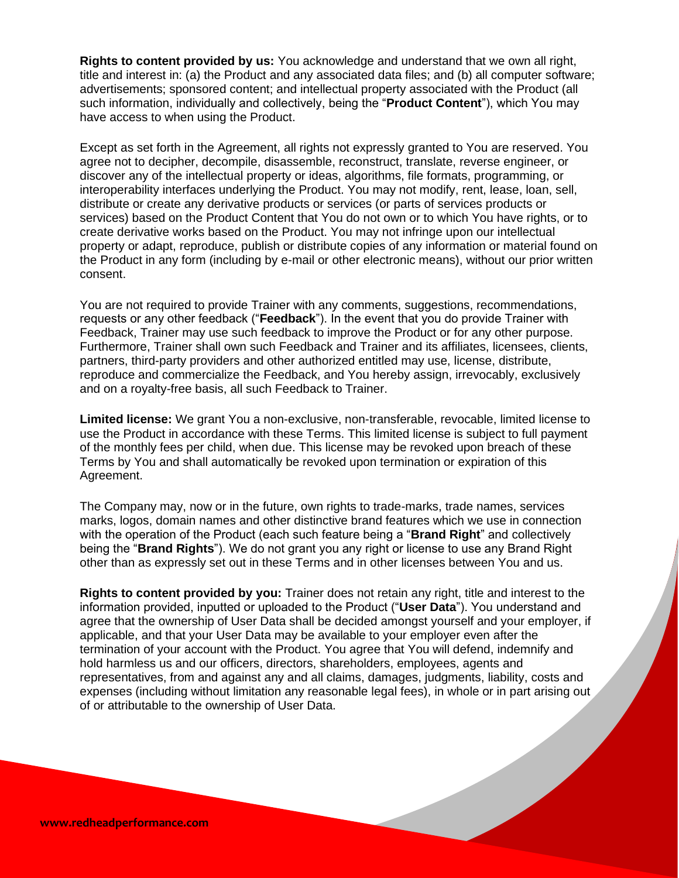**Rights to content provided by us:** You acknowledge and understand that we own all right, title and interest in: (a) the Product and any associated data files; and (b) all computer software; advertisements; sponsored content; and intellectual property associated with the Product (all such information, individually and collectively, being the "**Product Content**"), which You may have access to when using the Product.

Except as set forth in the Agreement, all rights not expressly granted to You are reserved. You agree not to decipher, decompile, disassemble, reconstruct, translate, reverse engineer, or discover any of the intellectual property or ideas, algorithms, file formats, programming, or interoperability interfaces underlying the Product. You may not modify, rent, lease, loan, sell, distribute or create any derivative products or services (or parts of services products or services) based on the Product Content that You do not own or to which You have rights, or to create derivative works based on the Product. You may not infringe upon our intellectual property or adapt, reproduce, publish or distribute copies of any information or material found on the Product in any form (including by e-mail or other electronic means), without our prior written consent.

You are not required to provide Trainer with any comments, suggestions, recommendations, requests or any other feedback ("**Feedback**"). In the event that you do provide Trainer with Feedback, Trainer may use such feedback to improve the Product or for any other purpose. Furthermore, Trainer shall own such Feedback and Trainer and its affiliates, licensees, clients, partners, third-party providers and other authorized entitled may use, license, distribute, reproduce and commercialize the Feedback, and You hereby assign, irrevocably, exclusively and on a royalty-free basis, all such Feedback to Trainer.

**Limited license:** We grant You a non-exclusive, non-transferable, revocable, limited license to use the Product in accordance with these Terms. This limited license is subject to full payment of the monthly fees per child, when due. This license may be revoked upon breach of these Terms by You and shall automatically be revoked upon termination or expiration of this Agreement.

The Company may, now or in the future, own rights to trade-marks, trade names, services marks, logos, domain names and other distinctive brand features which we use in connection with the operation of the Product (each such feature being a "**Brand Right**" and collectively being the "**Brand Rights**"). We do not grant you any right or license to use any Brand Right other than as expressly set out in these Terms and in other licenses between You and us.

**Rights to content provided by you:** Trainer does not retain any right, title and interest to the information provided, inputted or uploaded to the Product ("**User Data**"). You understand and agree that the ownership of User Data shall be decided amongst yourself and your employer, if applicable, and that your User Data may be available to your employer even after the termination of your account with the Product. You agree that You will defend, indemnify and hold harmless us and our officers, directors, shareholders, employees, agents and representatives, from and against any and all claims, damages, judgments, liability, costs and expenses (including without limitation any reasonable legal fees), in whole or in part arising out of or attributable to the ownership of User Data.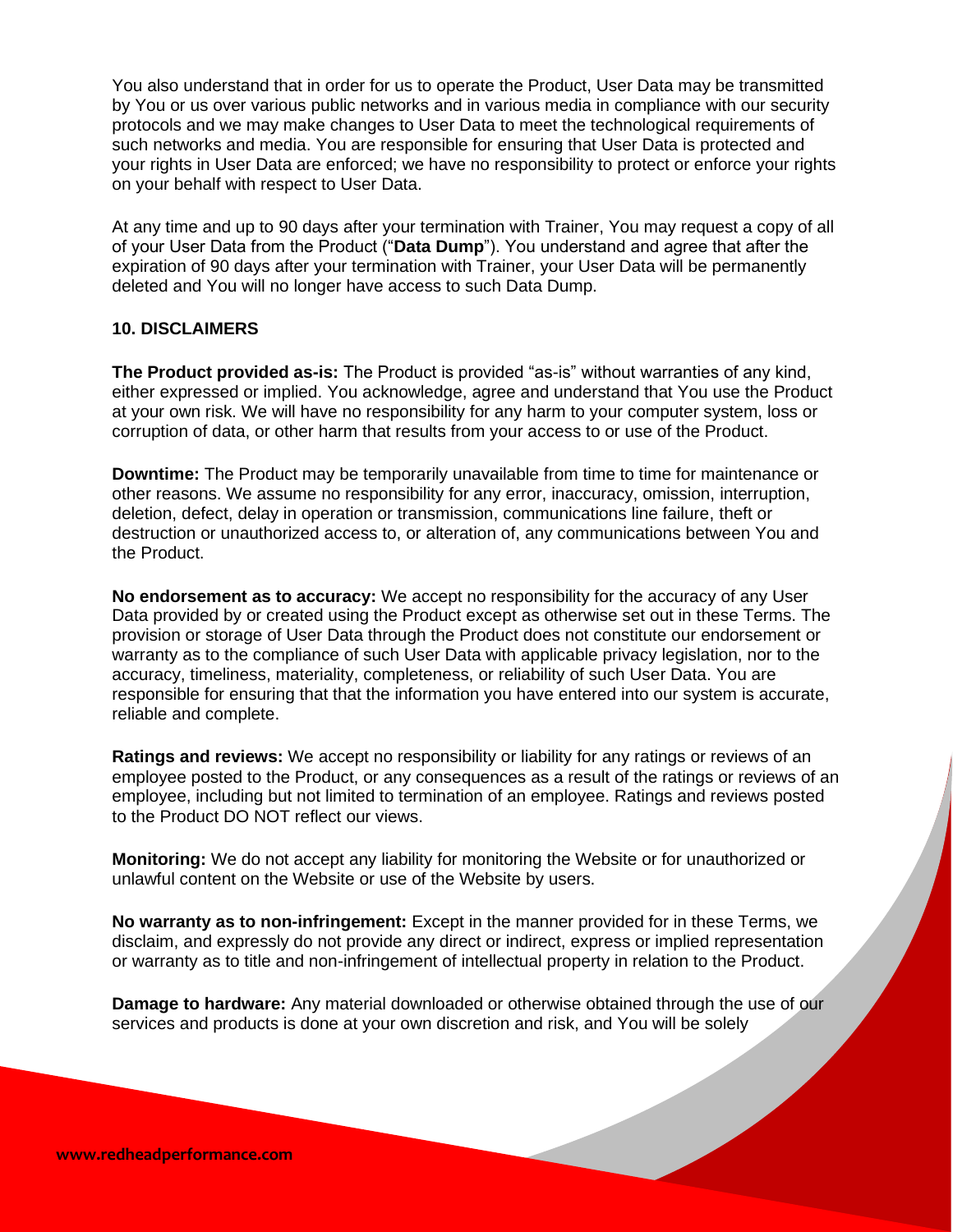You also understand that in order for us to operate the Product, User Data may be transmitted by You or us over various public networks and in various media in compliance with our security protocols and we may make changes to User Data to meet the technological requirements of such networks and media. You are responsible for ensuring that User Data is protected and your rights in User Data are enforced; we have no responsibility to protect or enforce your rights on your behalf with respect to User Data.

At any time and up to 90 days after your termination with Trainer, You may request a copy of all of your User Data from the Product ("**Data Dump**"). You understand and agree that after the expiration of 90 days after your termination with Trainer, your User Data will be permanently deleted and You will no longer have access to such Data Dump.

### 10. DISCLAIMERS

**The Product provided as-is:** The Product is provided "as-is" without warranties of any kind, either expressed or implied. You acknowledge, agree and understand that You use the Product at your own risk. We will have no responsibility for any harm to your computer system, loss or corruption of data, or other harm that results from your access to or use of the Product.

**Downtime:** The Product may be temporarily unavailable from time to time for maintenance or other reasons. We assume no responsibility for any error, inaccuracy, omission, interruption, deletion, defect, delay in operation or transmission, communications line failure, theft or destruction or unauthorized access to, or alteration of, any communications between You and the Product.

**No endorsement as to accuracy:** We accept no responsibility for the accuracy of any User Data provided by or created using the Product except as otherwise set out in these Terms. The provision or storage of User Data through the Product does not constitute our endorsement or warranty as to the compliance of such User Data with applicable privacy legislation, nor to the accuracy, timeliness, materiality, completeness, or reliability of such User Data. You are responsible for ensuring that that the information you have entered into our system is accurate, reliable and complete.

**Ratings and reviews:** We accept no responsibility or liability for any ratings or reviews of an employee posted to the Product, or any consequences as a result of the ratings or reviews of an employee, including but not limited to termination of an employee. Ratings and reviews posted to the Product DO NOT reflect our views.

**Monitoring:** We do not accept any liability for monitoring the Website or for unauthorized or unlawful content on the Website or use of the Website by users.

**No warranty as to non-infringement:** Except in the manner provided for in these Terms, we disclaim, and expressly do not provide any direct or indirect, express or implied representation or warranty as to title and non-infringement of intellectual property in relation to the Product.

**Damage to hardware:** Any material downloaded or otherwise obtained through the use of our services and products is done at your own discretion and risk, and You will be solely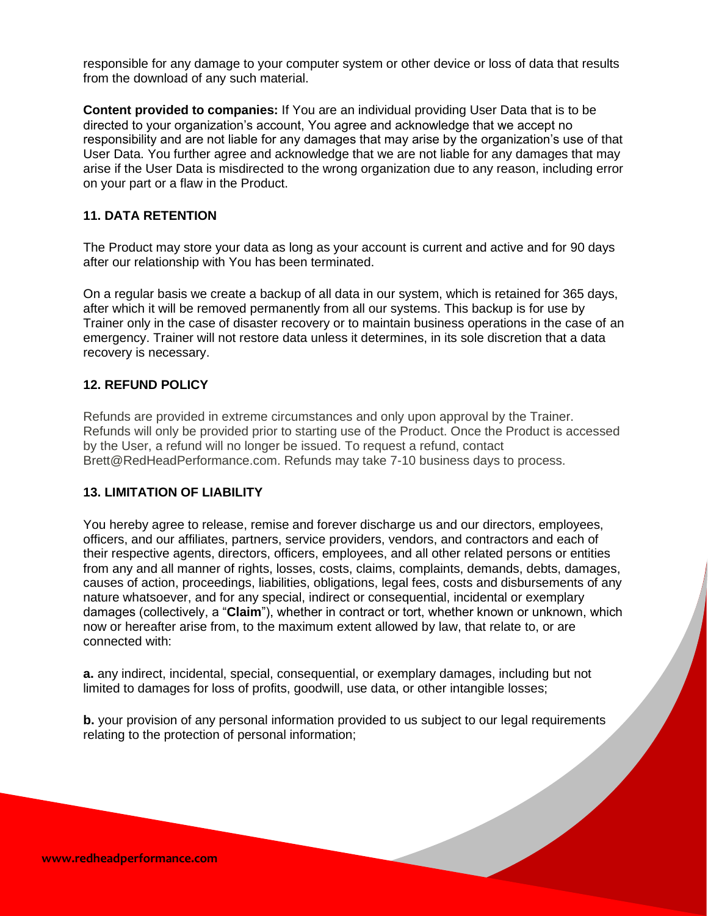responsible for any damage to your computer system or other device or loss of data that results from the download of any such material.

**Content provided to companies:** If You are an individual providing User Data that is to be directed to your organization's account, You agree and acknowledge that we accept no responsibility and are not liable for any damages that may arise by the organization's use of that User Data. You further agree and acknowledge that we are not liable for any damages that may arise if the User Data is misdirected to the wrong organization due to any reason, including error on your part or a flaw in the Product.

## 11. DATA RETENTION

The Product may store your data as long as your account is current and active and for 90 days after our relationship with You has been terminated.

On a regular basis we create a backup of all data in our system, which is retained for 365 days, after which it will be removed permanently from all our systems. This backup is for use by Trainer only in the case of disaster recovery or to maintain business operations in the case of an emergency. Trainer will not restore data unless it determines, in its sole discretion that a data recovery is necessary.

## 12. REFUND POLICY

Refunds are provided in extreme circumstances and only upon approval by the Trainer. Refunds will only be provided prior to starting use of the Product. Once the Product is accessed by the User, a refund will no longer be issued. To request a refund, contact Brett@RedHeadPerformance.com. Refunds may take 7-10 business days to process.

## 13. LIMITATION OF LIABILITY

You hereby agree to release, remise and forever discharge us and our directors, employees, officers, and our affiliates, partners, service providers, vendors, and contractors and each of their respective agents, directors, officers, employees, and all other related persons or entities from any and all manner of rights, losses, costs, claims, complaints, demands, debts, damages, causes of action, proceedings, liabilities, obligations, legal fees, costs and disbursements of any nature whatsoever, and for any special, indirect or consequential, incidental or exemplary damages (collectively, a "**Claim**"), whether in contract or tort, whether known or unknown, which now or hereafter arise from, to the maximum extent allowed by law, that relate to, or are connected with:

**a.** any indirect, incidental, special, consequential, or exemplary damages, including but not limited to damages for loss of profits, goodwill, use data, or other intangible losses;

**b.** your provision of any personal information provided to us subject to our legal requirements relating to the protection of personal information;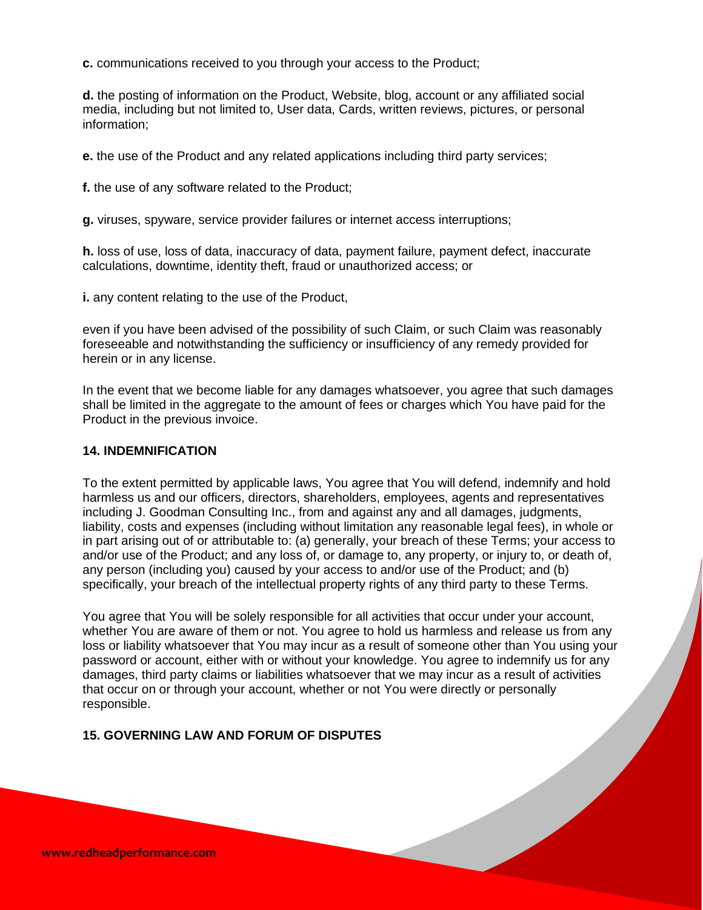**c.** communications received to you through your access to the Product;

**d.** the posting of information on the Product, Website, blog, account or any affiliated social media, including but not limited to, User data, Cards, written reviews, pictures, or personal information;

**e.** the use of the Product and any related applications including third party services;

**f.** the use of any software related to the Product;

**g.** viruses, spyware, service provider failures or internet access interruptions;

**h.** loss of use, loss of data, inaccuracy of data, payment failure, payment defect, inaccurate calculations, downtime, identity theft, fraud or unauthorized access; or

**i.** any content relating to the use of the Product,

even if you have been advised of the possibility of such Claim, or such Claim was reasonably foreseeable and notwithstanding the sufficiency or insufficiency of any remedy provided for herein or in any license.

In the event that we become liable for any damages whatsoever, you agree that such damages shall be limited in the aggregate to the amount of fees or charges which You have paid for the Product in the previous invoice.

## 14. INDEMNIFICATION

To the extent permitted by applicable laws, You agree that You will defend, indemnify and hold harmless us and our officers, directors, shareholders, employees, agents and representatives including J. Goodman Consulting Inc., from and against any and all damages, judgments, liability, costs and expenses (including without limitation any reasonable legal fees), in whole or in part arising out of or attributable to: (a) generally, your breach of these Terms; your access to and/or use of the Product; and any loss of, or damage to, any property, or injury to, or death of, any person (including you) caused by your access to and/or use of the Product; and (b) specifically, your breach of the intellectual property rights of any third party to these Terms.

You agree that You will be solely responsible for all activities that occur under your account, whether You are aware of them or not. You agree to hold us harmless and release us from any loss or liability whatsoever that You may incur as a result of someone other than You using your password or account, either with or without your knowledge. You agree to indemnify us for any damages, third party claims or liabilities whatsoever that we may incur as a result of activities that occur on or through your account, whether or not You were directly or personally responsible.

## 15. GOVERNING LAW AND FORUM OF DISPUTES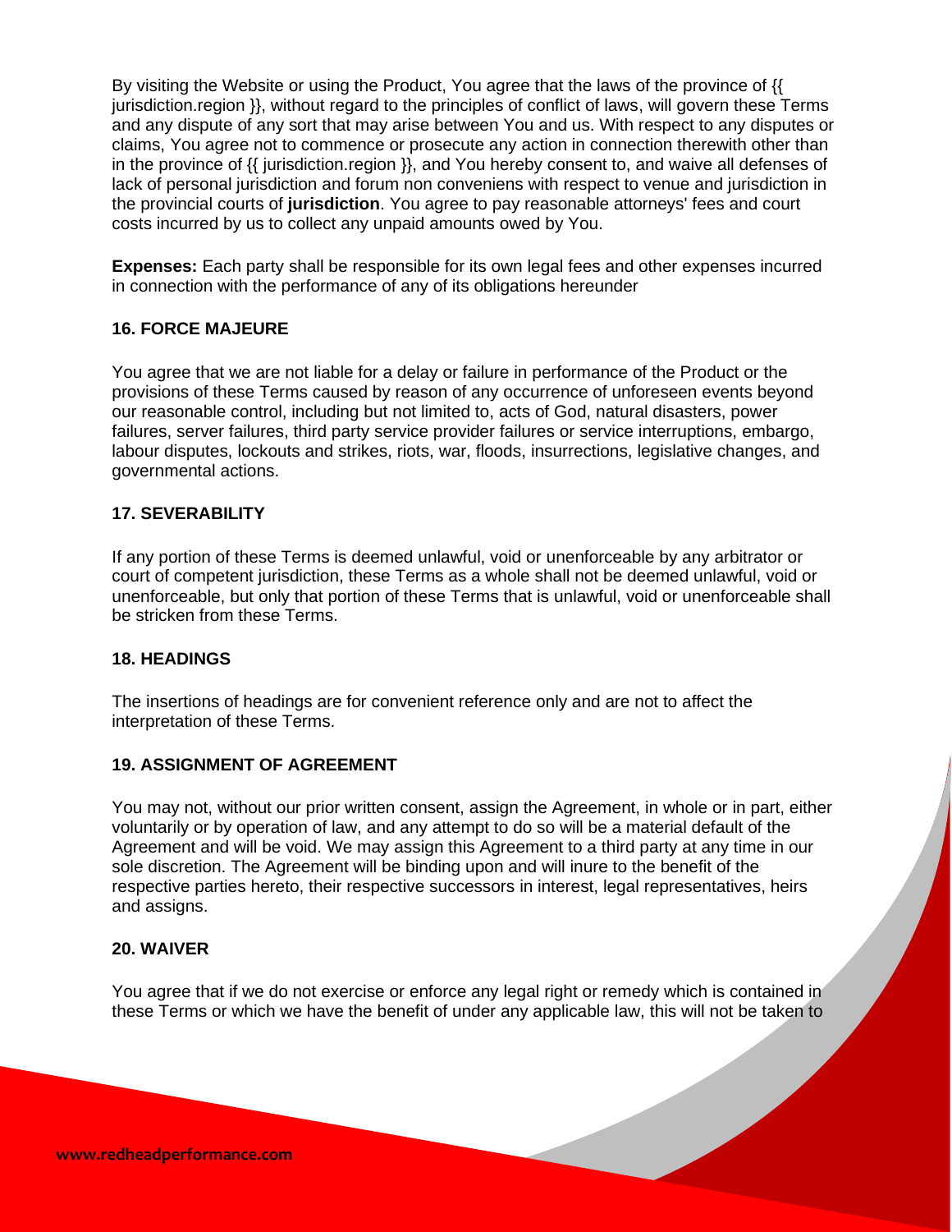By visiting the Website or using the Product, You agree that the laws of the province of {{ jurisdiction.region }}, without regard to the principles of conflict of laws, will govern these Terms and any dispute of any sort that may arise between You and us. With respect to any disputes or claims, You agree not to commence or prosecute any action in connection therewith other than in the province of {{ jurisdiction.region }}, and You hereby consent to, and waive all defenses of lack of personal jurisdiction and forum non conveniens with respect to venue and jurisdiction in the provincial courts of **jurisdiction**. You agree to pay reasonable attorneys' fees and court costs incurred by us to collect any unpaid amounts owed by You.

**Expenses:** Each party shall be responsible for its own legal fees and other expenses incurred in connection with the performance of any of its obligations hereunder

### 16. FORCE MAJEURE

You agree that we are not liable for a delay or failure in performance of the Product or the provisions of these Terms caused by reason of any occurrence of unforeseen events beyond our reasonable control, including but not limited to, acts of God, natural disasters, power failures, server failures, third party service provider failures or service interruptions, embargo, labour disputes, lockouts and strikes, riots, war, floods, insurrections, legislative changes, and governmental actions.

### 17. SEVERABILITY

If any portion of these Terms is deemed unlawful, void or unenforceable by any arbitrator or court of competent jurisdiction, these Terms as a whole shall not be deemed unlawful, void or unenforceable, but only that portion of these Terms that is unlawful, void or unenforceable shall be stricken from these Terms.

### 18. HEADINGS

The insertions of headings are for convenient reference only and are not to affect the interpretation of these Terms.

### 19. ASSIGNMENT OF AGREEMENT

You may not, without our prior written consent, assign the Agreement, in whole or in part, either voluntarily or by operation of law, and any attempt to do so will be a material default of the Agreement and will be void. We may assign this Agreement to a third party at any time in our sole discretion. The Agreement will be binding upon and will inure to the benefit of the respective parties hereto, their respective successors in interest, legal representatives, heirs and assigns.

### 20. WAIVER

You agree that if we do not exercise or enforce any legal right or remedy which is contained in these Terms or which we have the benefit of under any applicable law, this will not be taken to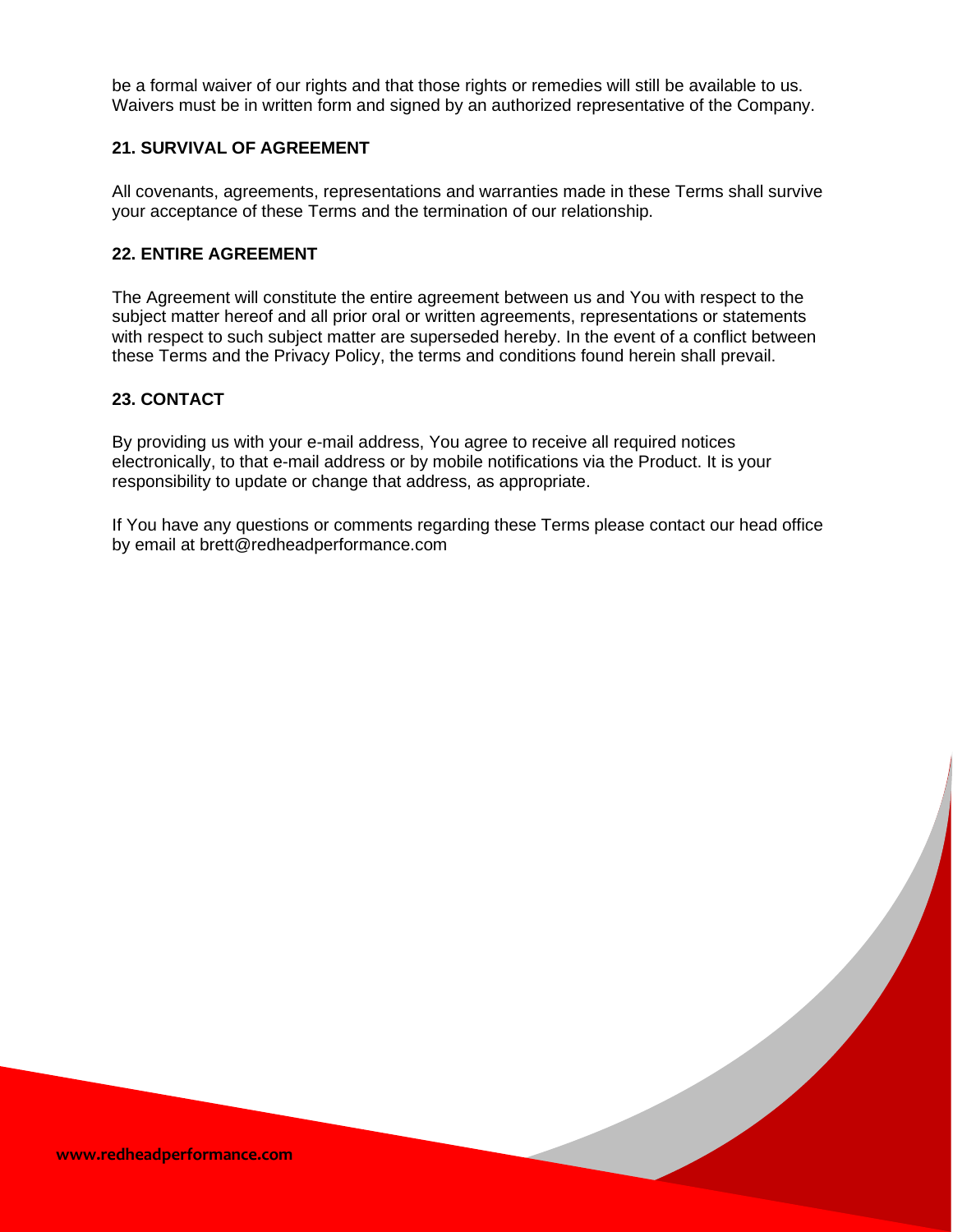be a formal waiver of our rights and that those rights or remedies will still be available to us. Waivers must be in written form and signed by an authorized representative of the Company.

### 21. SURVIVAL OF AGREEMENT

All covenants, agreements, representations and warranties made in these Terms shall survive your acceptance of these Terms and the termination of our relationship.

### 22. ENTIRE AGREEMENT

The Agreement will constitute the entire agreement between us and You with respect to the subject matter hereof and all prior oral or written agreements, representations or statements with respect to such subject matter are superseded hereby. In the event of a conflict between these Terms and the Privacy Policy, the terms and conditions found herein shall prevail.

### 23. CONTACT

By providing us with your e-mail address, You agree to receive all required notices electronically, to that e-mail address or by mobile notifications via the Product. It is your responsibility to update or change that address, as appropriate.

If You have any questions or comments regarding these Terms please contact our head office by email at brett@redheadperformance.com